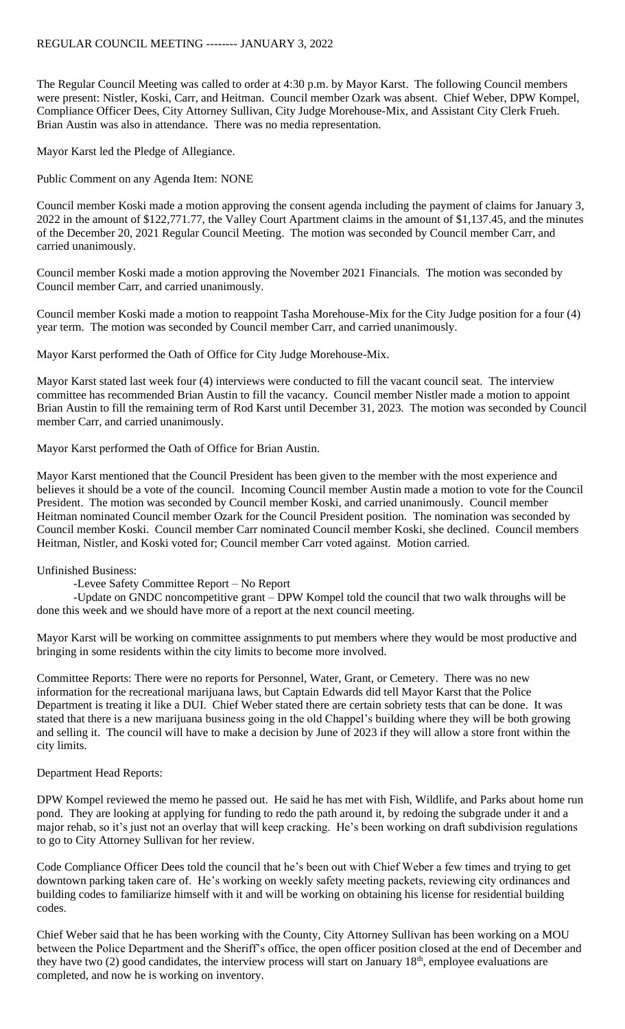# REGULAR COUNCIL MEETING -------- JANUARY 3, 2022

The Regular Council Meeting was called to order at 4:30 p.m. by Mayor Karst. The following Council members were present: Nistler, Koski, Carr, and Heitman. Council member Ozark was absent. Chief Weber, DPW Kompel, Compliance Officer Dees, City Attorney Sullivan, City Judge Morehouse-Mix, and Assistant City Clerk Frueh. Brian Austin was also in attendance. There was no media representation.

Mayor Karst led the Pledge of Allegiance.

Public Comment on any Agenda Item: NONE

Council member Koski made a motion approving the consent agenda including the payment of claims for January 3, 2022 in the amount of $122,771.77, the Valley Court Apartment claims in the amount of $1,137.45, and the minutes of the December 20, 2021 Regular Council Meeting. The motion was seconded by Council member Carr, and carried unanimously.

Council member Koski made a motion approving the November 2021 Financials. The motion was seconded by Council member Carr, and carried unanimously.

Council member Koski made a motion to reappoint Tasha Morehouse-Mix for the City Judge position for a four (4) year term. The motion was seconded by Council member Carr, and carried unanimously.

Mayor Karst performed the Oath of Office for City Judge Morehouse-Mix.

Mayor Karst stated last week four (4) interviews were conducted to fill the vacant council seat. The interview committee has recommended Brian Austin to fill the vacancy. Council member Nistler made a motion to appoint Brian Austin to fill the remaining term of Rod Karst until December 31, 2023. The motion was seconded by Council member Carr, and carried unanimously.

Mayor Karst performed the Oath of Office for Brian Austin.

Mayor Karst mentioned that the Council President has been given to the member with the most experience and believes it should be a vote of the council. Incoming Council member Austin made a motion to vote for the Council President. The motion was seconded by Council member Koski, and carried unanimously. Council member Heitman nominated Council member Ozark for the Council President position. The nomination was seconded by Council member Koski. Council member Carr nominated Council member Koski, she declined. Council members Heitman, Nistler, and Koski voted for; Council member Carr voted against. Motion carried.

Unfinished Business:

- Levee Safety Committee Report – No Report
- Update on GNDC noncompetitive grant – DPW Kompel told the council that two walk throughs will be done this week and we should have more of a report at the next council meeting.

Mayor Karst will be working on committee assignments to put members where they would be most productive and bringing in some residents within the city limits to become more involved.

Committee Reports: There were no reports for Personnel, Water, Grant, or Cemetery. There was no new information for the recreational marijuana laws, but Captain Edwards did tell Mayor Karst that the Police Department is treating it like a DUI. Chief Weber stated there are certain sobriety tests that can be done. It was stated that there is a new marijuana business going in the old Chappel's building where they will be both growing and selling it. The council will have to make a decision by June of 2023 if they will allow a store front within the city limits.

Department Head Reports:

DPW Kompel reviewed the memo he passed out. He said he has met with Fish, Wildlife, and Parks about home run pond. They are looking at applying for funding to redo the path around it, by redoing the subgrade under it and a major rehab, so it's just not an overlay that will keep cracking. He's been working on draft subdivision regulations to go to City Attorney Sullivan for her review.

Code Compliance Officer Dees told the council that he's been out with Chief Weber a few times and trying to get downtown parking taken care of. He's working on weekly safety meeting packets, reviewing city ordinances and building codes to familiarize himself with it and will be working on obtaining his license for residential building codes.

Chief Weber said that he has been working with the County, City Attorney Sullivan has been working on a MOU between the Police Department and the Sheriff's office, the open officer position closed at the end of December and they have two (2) good candidates, the interview process will start on January 18th, employee evaluations are completed, and now he is working on inventory.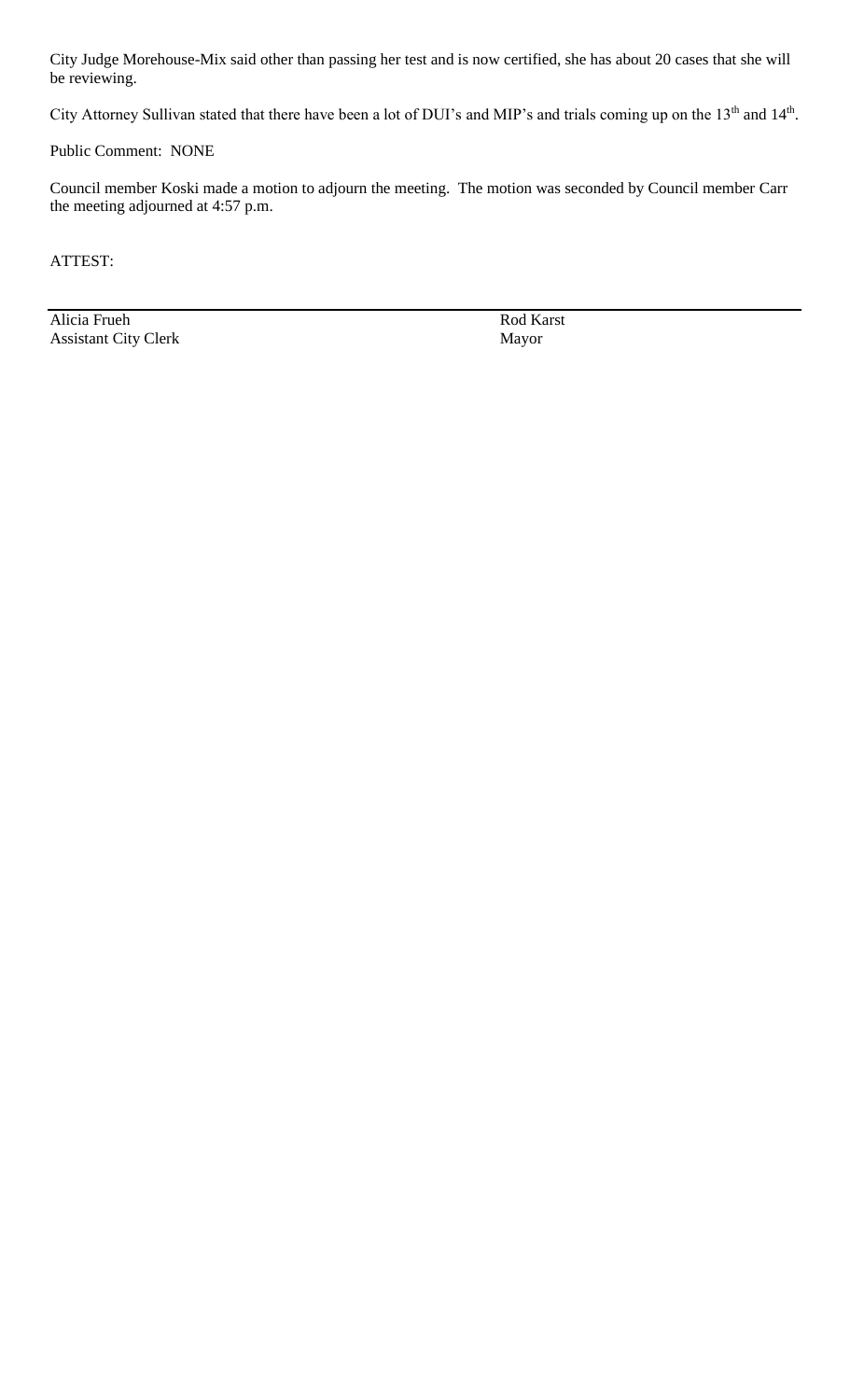City Judge Morehouse-Mix said other than passing her test and is now certified, she has about 20 cases that she will be reviewing.

City Attorney Sullivan stated that there have been a lot of DUI's and MIP's and trials coming up on the 13th and 14th.

Public Comment: NONE

Council member Koski made a motion to adjourn the meeting. The motion was seconded by Council member Carr the meeting adjourned at 4:57 p.m.

ATTEST:

| | |
|---|---|
| Alicia Frueh | Rod Karst |
| Assistant City Clerk | Mayor |